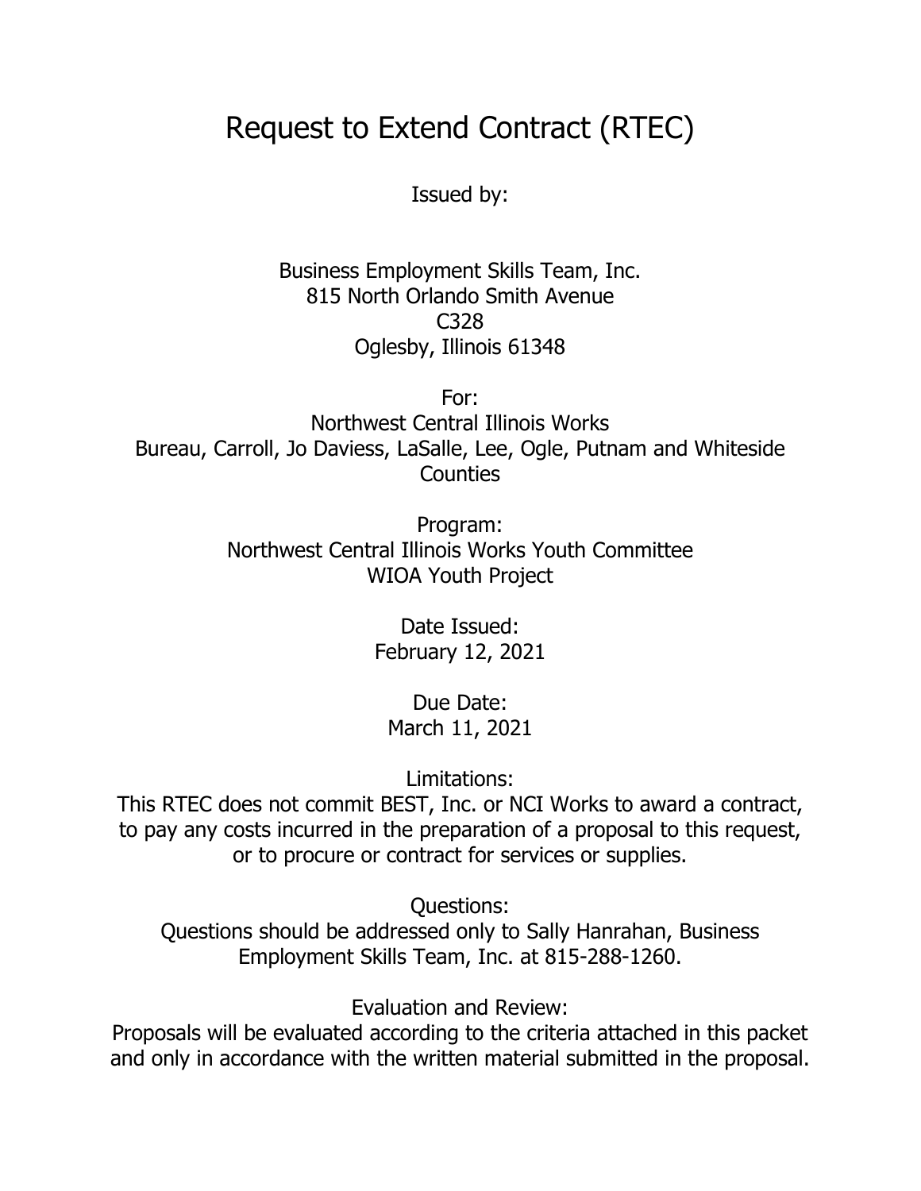# Request to Extend Contract (RTEC)

Issued by:

Business Employment Skills Team, Inc.
815 North Orlando Smith Avenue
C328
Oglesby, Illinois 61348

For:
Northwest Central Illinois Works
Bureau, Carroll, Jo Daviess, LaSalle, Lee, Ogle, Putnam and Whiteside Counties

Program:
Northwest Central Illinois Works Youth Committee
WIOA Youth Project

Date Issued:
February 12, 2021

Due Date:
March 11, 2021

Limitations:
This RTEC does not commit BEST, Inc. or NCI Works to award a contract, to pay any costs incurred in the preparation of a proposal to this request, or to procure or contract for services or supplies.

Questions:
Questions should be addressed only to Sally Hanrahan, Business Employment Skills Team, Inc. at 815-288-1260.

Evaluation and Review:
Proposals will be evaluated according to the criteria attached in this packet and only in accordance with the written material submitted in the proposal.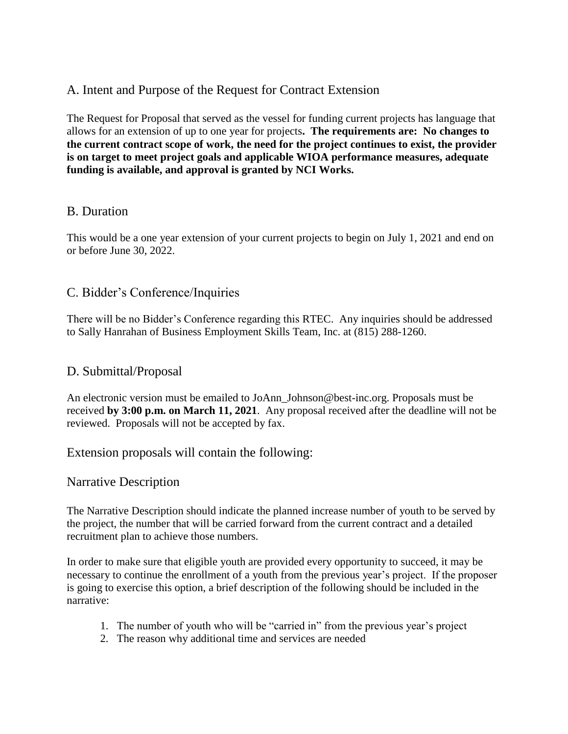## A. Intent and Purpose of the Request for Contract Extension

The Request for Proposal that served as the vessel for funding current projects has language that allows for an extension of up to one year for projects**. The requirements are: No changes to the current contract scope of work, the need for the project continues to exist, the provider is on target to meet project goals and applicable WIOA performance measures, adequate funding is available, and approval is granted by NCI Works.**

## B. Duration

This would be a one year extension of your current projects to begin on July 1, 2021 and end on or before June 30, 2022.

## C. Bidder's Conference/Inquiries

There will be no Bidder's Conference regarding this RTEC. Any inquiries should be addressed to Sally Hanrahan of Business Employment Skills Team, Inc. at (815) 288-1260.

## D. Submittal/Proposal

An electronic version must be emailed to JoAnn_Johnson@best-inc.org. Proposals must be received **by 3:00 p.m. on March 11, 2021**. Any proposal received after the deadline will not be reviewed. Proposals will not be accepted by fax.

## Extension proposals will contain the following:

## Narrative Description

The Narrative Description should indicate the planned increase number of youth to be served by the project, the number that will be carried forward from the current contract and a detailed recruitment plan to achieve those numbers.

In order to make sure that eligible youth are provided every opportunity to succeed, it may be necessary to continue the enrollment of a youth from the previous year's project. If the proposer is going to exercise this option, a brief description of the following should be included in the narrative:

1. The number of youth who will be "carried in" from the previous year's project
2. The reason why additional time and services are needed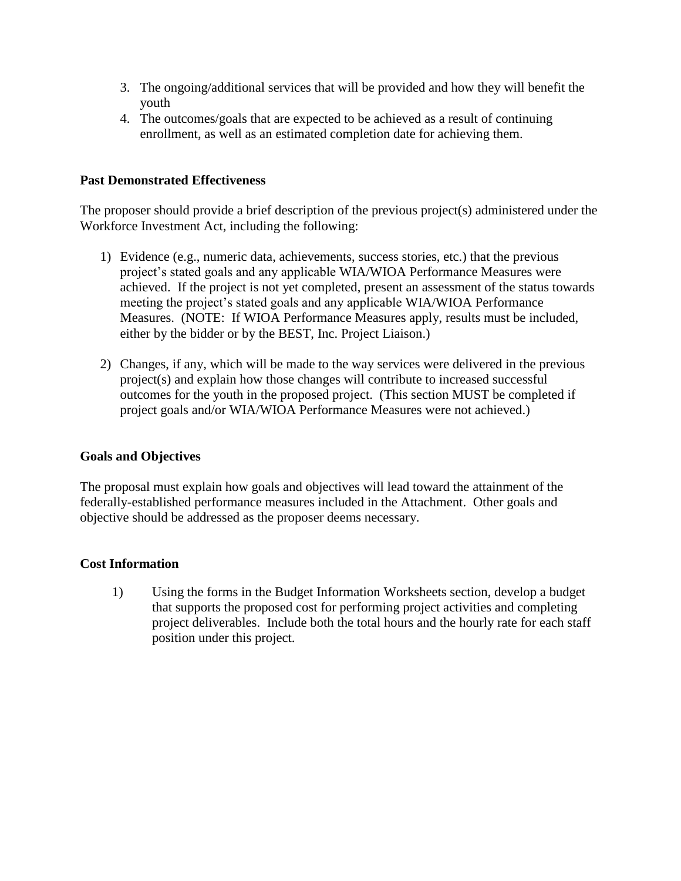3. The ongoing/additional services that will be provided and how they will benefit the youth
4. The outcomes/goals that are expected to be achieved as a result of continuing enrollment, as well as an estimated completion date for achieving them.

**Past Demonstrated Effectiveness**

The proposer should provide a brief description of the previous project(s) administered under the Workforce Investment Act, including the following:

1) Evidence (e.g., numeric data, achievements, success stories, etc.) that the previous project's stated goals and any applicable WIA/WIOA Performance Measures were achieved. If the project is not yet completed, present an assessment of the status towards meeting the project's stated goals and any applicable WIA/WIOA Performance Measures. (NOTE: If WIOA Performance Measures apply, results must be included, either by the bidder or by the BEST, Inc. Project Liaison.)

2) Changes, if any, which will be made to the way services were delivered in the previous project(s) and explain how those changes will contribute to increased successful outcomes for the youth in the proposed project. (This section MUST be completed if project goals and/or WIA/WIOA Performance Measures were not achieved.)

**Goals and Objectives**

The proposal must explain how goals and objectives will lead toward the attainment of the federally-established performance measures included in the Attachment. Other goals and objective should be addressed as the proposer deems necessary.

**Cost Information**

1) Using the forms in the Budget Information Worksheets section, develop a budget that supports the proposed cost for performing project activities and completing project deliverables. Include both the total hours and the hourly rate for each staff position under this project.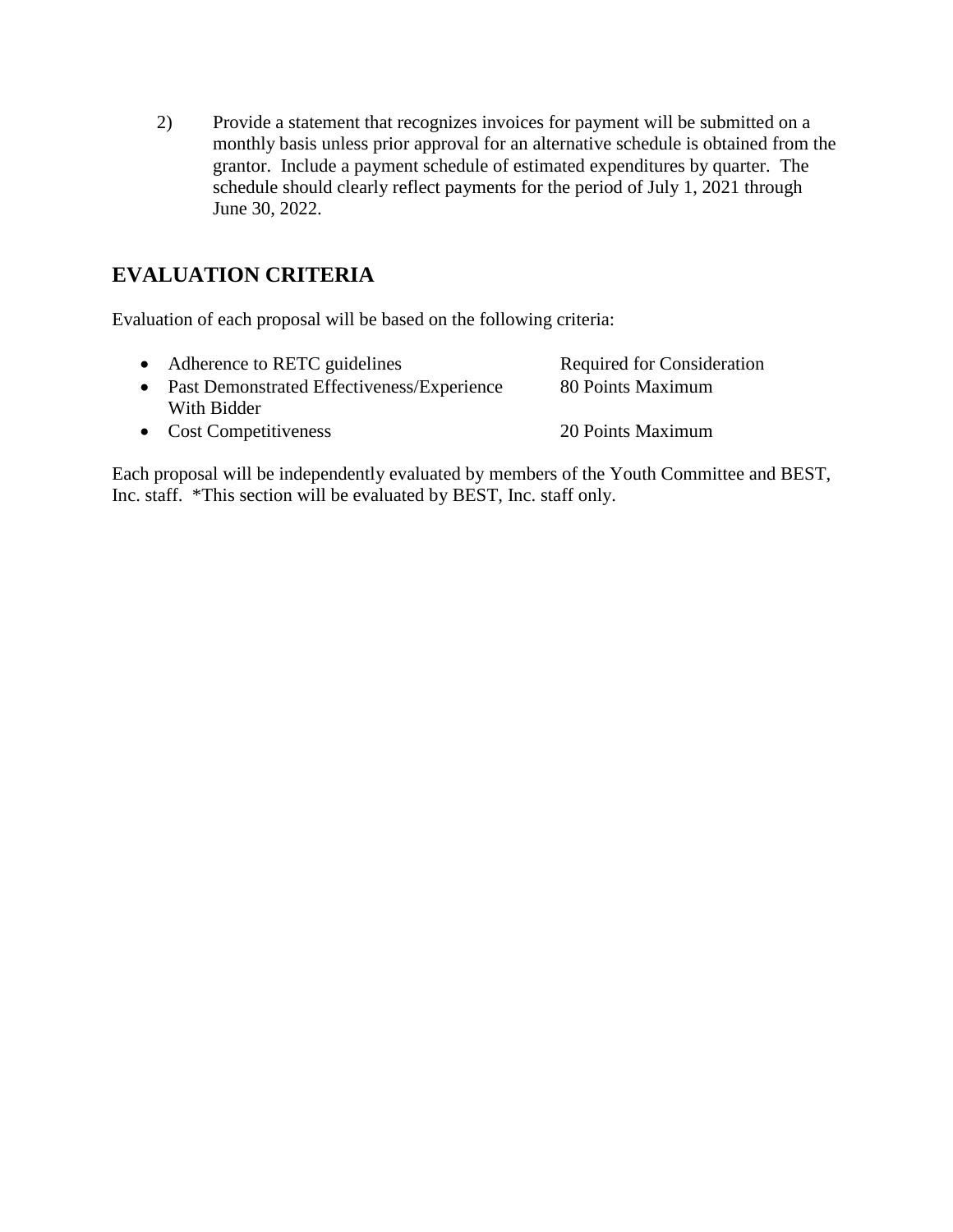2) Provide a statement that recognizes invoices for payment will be submitted on a monthly basis unless prior approval for an alternative schedule is obtained from the grantor. Include a payment schedule of estimated expenditures by quarter. The schedule should clearly reflect payments for the period of July 1, 2021 through June 30, 2022.

## EVALUATION CRITERIA

Evaluation of each proposal will be based on the following criteria:

| | |
|---|---|
| • Adherence to RETC guidelines | Required for Consideration |
| • Past Demonstrated Effectiveness/Experience With Bidder | 80 Points Maximum |
| • Cost Competitiveness | 20 Points Maximum |

Each proposal will be independently evaluated by members of the Youth Committee and BEST, Inc. staff. *This section will be evaluated by BEST, Inc. staff only.